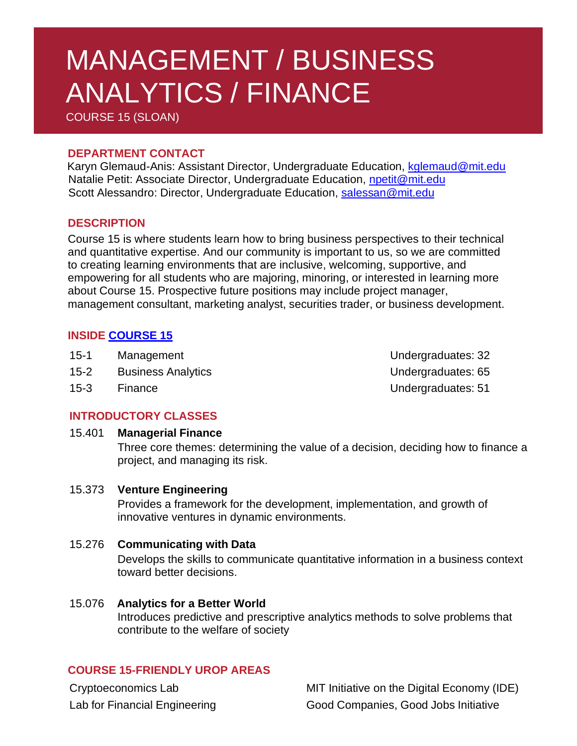# MANAGEMENT / BUSINESS ANALYTICS / FINANCE

COURSE 15 (SLOAN)

## DEPARTMENT CONTACT

Karyn Glemaud-Anis: Assistant Director, Undergraduate Education, kglemaud@mit.edu
Natalie Petit: Associate Director, Undergraduate Education, npetit@mit.edu
Scott Alessandro: Director, Undergraduate Education, salessan@mit.edu

## DESCRIPTION

Course 15 is where students learn how to bring business perspectives to their technical and quantitative expertise. And our community is important to us, so we are committed to creating learning environments that are inclusive, welcoming, supportive, and empowering for all students who are majoring, minoring, or interested in learning more about Course 15. Prospective future positions may include project manager, management consultant, marketing analyst, securities trader, or business development.

## INSIDE COURSE 15

| | | |
|---|---|---|
| 15-1 | Management | Undergraduates: 32 |
| 15-2 | Business Analytics | Undergraduates: 65 |
| 15-3 | Finance | Undergraduates: 51 |

## INTRODUCTORY CLASSES

15.401 **Managerial Finance**
Three core themes: determining the value of a decision, deciding how to finance a project, and managing its risk.

15.373 **Venture Engineering**
Provides a framework for the development, implementation, and growth of innovative ventures in dynamic environments.

15.276 **Communicating with Data**
Develops the skills to communicate quantitative information in a business context toward better decisions.

15.076 **Analytics for a Better World**
Introduces predictive and prescriptive analytics methods to solve problems that contribute to the welfare of society

## COURSE 15-FRIENDLY UROP AREAS

- Cryptoeconomics Lab
- Lab for Financial Engineering
- MIT Initiative on the Digital Economy (IDE)
- Good Companies, Good Jobs Initiative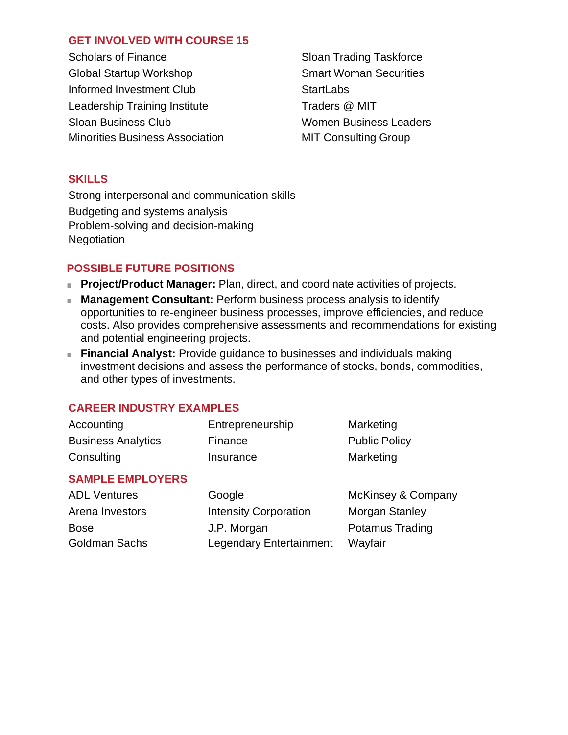## GET INVOLVED WITH COURSE 15

Scholars of Finance
Global Startup Workshop
Informed Investment Club
Leadership Training Institute
Sloan Business Club
Minorities Business Association
Sloan Trading Taskforce
Smart Woman Securities
StartLabs
Traders @ MIT
Women Business Leaders
MIT Consulting Group

## SKILLS

Strong interpersonal and communication skills
Budgeting and systems analysis
Problem-solving and decision-making
Negotiation

## POSSIBLE FUTURE POSITIONS

- **Project/Product Manager:** Plan, direct, and coordinate activities of projects.
- **Management Consultant:** Perform business process analysis to identify opportunities to re-engineer business processes, improve efficiencies, and reduce costs. Also provides comprehensive assessments and recommendations for existing and potential engineering projects.
- **Financial Analyst:** Provide guidance to businesses and individuals making investment decisions and assess the performance of stocks, bonds, commodities, and other types of investments.

## CAREER INDUSTRY EXAMPLES

Accounting
Business Analytics
Consulting
Entrepreneurship
Finance
Insurance
Marketing
Public Policy
Marketing

## SAMPLE EMPLOYERS

ADL Ventures
Arena Investors
Bose
Goldman Sachs
Google
Intensity Corporation
J.P. Morgan
Legendary Entertainment
McKinsey & Company
Morgan Stanley
Potamus Trading
Wayfair